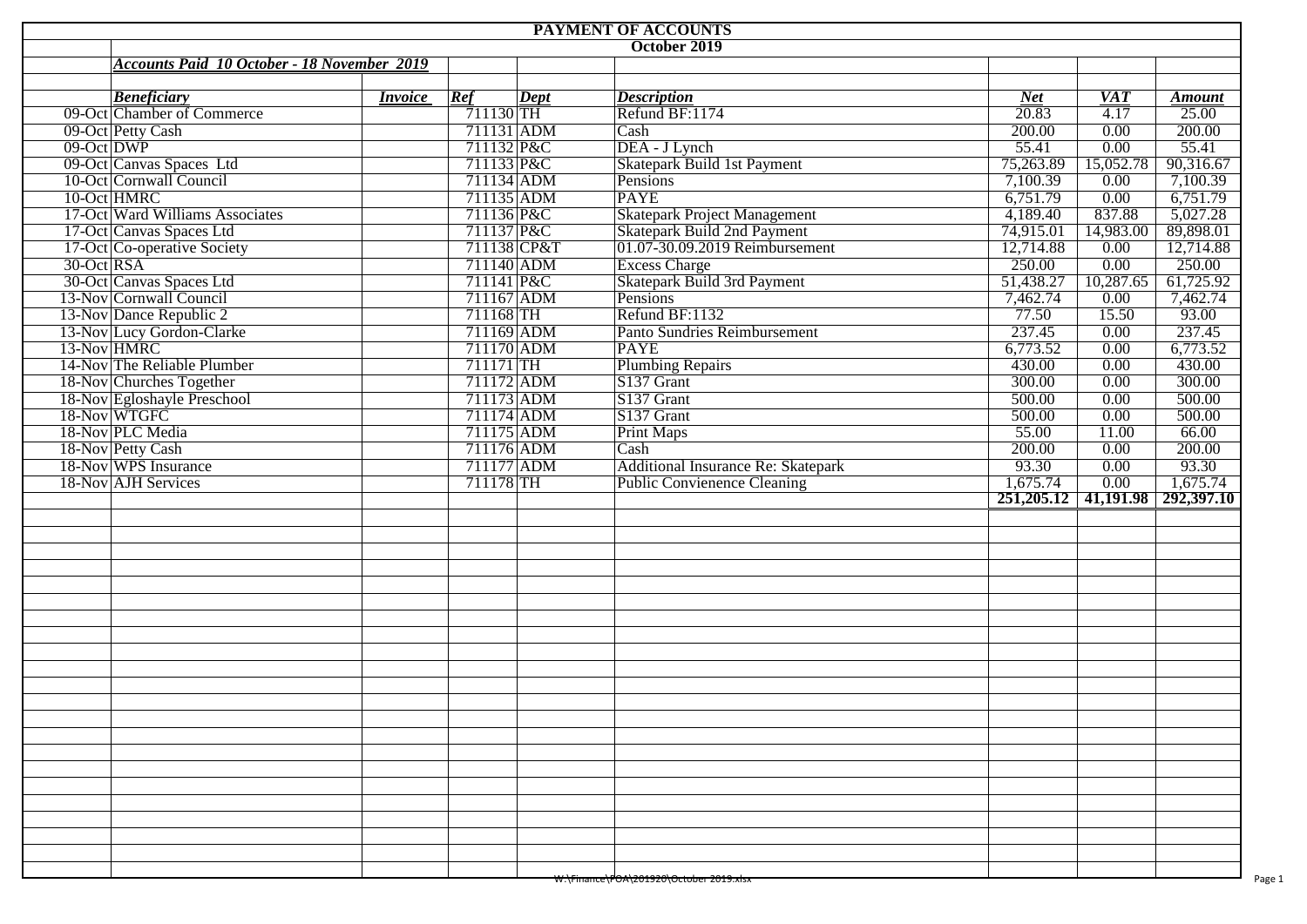# PAYMENT OF ACCOUNTS

## October 2019

***Accounts Paid 10 October - 18 November 2019***

| | Beneficiary | Invoice | Ref | Dept | Description | Net | VAT | Amount |
|---|---|---|---|---|---|---|---|---|
| 09-Oct | Chamber of Commerce | | 711130 | TH | Refund BF:1174 | 20.83 | 4.17 | 25.00 |
| 09-Oct | Petty Cash | | 711131 | ADM | Cash | 200.00 | 0.00 | 200.00 |
| 09-Oct | DWP | | 711132 | P&C | DEA - J Lynch | 55.41 | 0.00 | 55.41 |
| 09-Oct | Canvas Spaces Ltd | | 711133 | P&C | Skatepark Build 1st Payment | 75,263.89 | 15,052.78 | 90,316.67 |
| 10-Oct | Cornwall Council | | 711134 | ADM | Pensions | 7,100.39 | 0.00 | 7,100.39 |
| 10-Oct | HMRC | | 711135 | ADM | PAYE | 6,751.79 | 0.00 | 6,751.79 |
| 17-Oct | Ward Williams Associates | | 711136 | P&C | Skatepark Project Management | 4,189.40 | 837.88 | 5,027.28 |
| 17-Oct | Canvas Spaces Ltd | | 711137 | P&C | Skatepark Build 2nd Payment | 74,915.01 | 14,983.00 | 89,898.01 |
| 17-Oct | Co-operative Society | | 711138 | CP&T | 01.07-30.09.2019 Reimbursement | 12,714.88 | 0.00 | 12,714.88 |
| 30-Oct | RSA | | 711140 | ADM | Excess Charge | 250.00 | 0.00 | 250.00 |
| 30-Oct | Canvas Spaces Ltd | | 711141 | P&C | Skatepark Build 3rd Payment | 51,438.27 | 10,287.65 | 61,725.92 |
| 13-Nov | Cornwall Council | | 711167 | ADM | Pensions | 7,462.74 | 0.00 | 7,462.74 |
| 13-Nov | Dance Republic 2 | | 711168 | TH | Refund BF:1132 | 77.50 | 15.50 | 93.00 |
| 13-Nov | Lucy Gordon-Clarke | | 711169 | ADM | Panto Sundries Reimbursement | 237.45 | 0.00 | 237.45 |
| 13-Nov | HMRC | | 711170 | ADM | PAYE | 6,773.52 | 0.00 | 6,773.52 |
| 14-Nov | The Reliable Plumber | | 711171 | TH | Plumbing Repairs | 430.00 | 0.00 | 430.00 |
| 18-Nov | Churches Together | | 711172 | ADM | S137 Grant | 300.00 | 0.00 | 300.00 |
| 18-Nov | Egloshayle Preschool | | 711173 | ADM | S137 Grant | 500.00 | 0.00 | 500.00 |
| 18-Nov | WTGFC | | 711174 | ADM | S137 Grant | 500.00 | 0.00 | 500.00 |
| 18-Nov | PLC Media | | 711175 | ADM | Print Maps | 55.00 | 11.00 | 66.00 |
| 18-Nov | Petty Cash | | 711176 | ADM | Cash | 200.00 | 0.00 | 200.00 |
| 18-Nov | WPS Insurance | | 711177 | ADM | Additional Insurance Re: Skatepark | 93.30 | 0.00 | 93.30 |
| 18-Nov | AJH Services | | 711178 | TH | Public Convienence Cleaning | 1,675.74 | 0.00 | 1,675.74 |
| | | | | | | **251,205.12** | **41,191.98** | **292,397.10** |

W:\Finance\POA\201920\October 2019.xlsx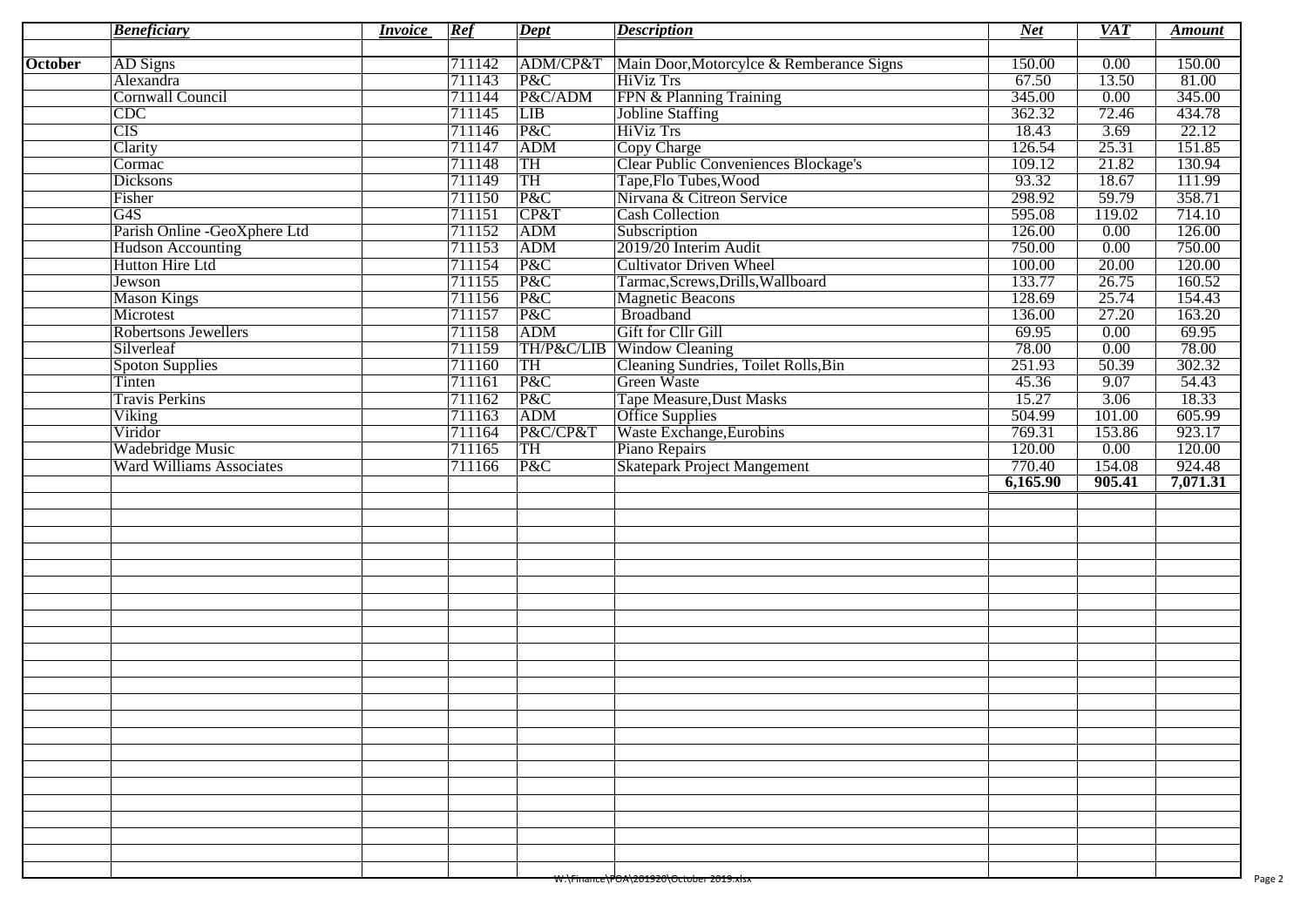| | *Beneficiary* | *Invoice* | *Ref* | *Dept* | *Description* | *Net* | *VAT* | *Amount* |
|---|---|---|---|---|---|---|---|---|
| | | | | | | | | |
| **October** | AD Signs | | 711142 | ADM/CP&T | Main Door,Motorcylce & Remberance Signs | 150.00 | 0.00 | 150.00 |
| | Alexandra | | 711143 | P&C | HiViz Trs | 67.50 | 13.50 | 81.00 |
| | Cornwall Council | | 711144 | P&C/ADM | FPN & Planning Training | 345.00 | 0.00 | 345.00 |
| | CDC | | 711145 | LIB | Jobline Staffing | 362.32 | 72.46 | 434.78 |
| | CIS | | 711146 | P&C | HiViz Trs | 18.43 | 3.69 | 22.12 |
| | Clarity | | 711147 | ADM | Copy Charge | 126.54 | 25.31 | 151.85 |
| | Cormac | | 711148 | TH | Clear Public Conveniences Blockage's | 109.12 | 21.82 | 130.94 |
| | Dicksons | | 711149 | TH | Tape,Flo Tubes,Wood | 93.32 | 18.67 | 111.99 |
| | Fisher | | 711150 | P&C | Nirvana & Citreon Service | 298.92 | 59.79 | 358.71 |
| | G4S | | 711151 | CP&T | Cash Collection | 595.08 | 119.02 | 714.10 |
| | Parish Online -GeoXphere Ltd | | 711152 | ADM | Subscription | 126.00 | 0.00 | 126.00 |
| | Hudson Accounting | | 711153 | ADM | 2019/20 Interim Audit | 750.00 | 0.00 | 750.00 |
| | Hutton Hire Ltd | | 711154 | P&C | Cultivator Driven Wheel | 100.00 | 20.00 | 120.00 |
| | Jewson | | 711155 | P&C | Tarmac,Screws,Drills,Wallboard | 133.77 | 26.75 | 160.52 |
| | Mason Kings | | 711156 | P&C | Magnetic Beacons | 128.69 | 25.74 | 154.43 |
| | Microtest | | 711157 | P&C | Broadband | 136.00 | 27.20 | 163.20 |
| | Robertsons Jewellers | | 711158 | ADM | Gift for Cllr Gill | 69.95 | 0.00 | 69.95 |
| | Silverleaf | | 711159 | TH/P&C/LIB | Window Cleaning | 78.00 | 0.00 | 78.00 |
| | Spoton Supplies | | 711160 | TH | Cleaning Sundries, Toilet Rolls,Bin | 251.93 | 50.39 | 302.32 |
| | Tinten | | 711161 | P&C | Green Waste | 45.36 | 9.07 | 54.43 |
| | Travis Perkins | | 711162 | P&C | Tape Measure,Dust Masks | 15.27 | 3.06 | 18.33 |
| | Viking | | 711163 | ADM | Office Supplies | 504.99 | 101.00 | 605.99 |
| | Viridor | | 711164 | P&C/CP&T | Waste Exchange,Eurobins | 769.31 | 153.86 | 923.17 |
| | Wadebridge Music | | 711165 | TH | Piano Repairs | 120.00 | 0.00 | 120.00 |
| | Ward Williams Associates | | 711166 | P&C | Skatepark Project Mangement | 770.40 | 154.08 | 924.48 |
| | | | | | | **6,165.90** | **905.41** | **7,071.31** |

W:\Finance\POA\201920\October 2019.xlsx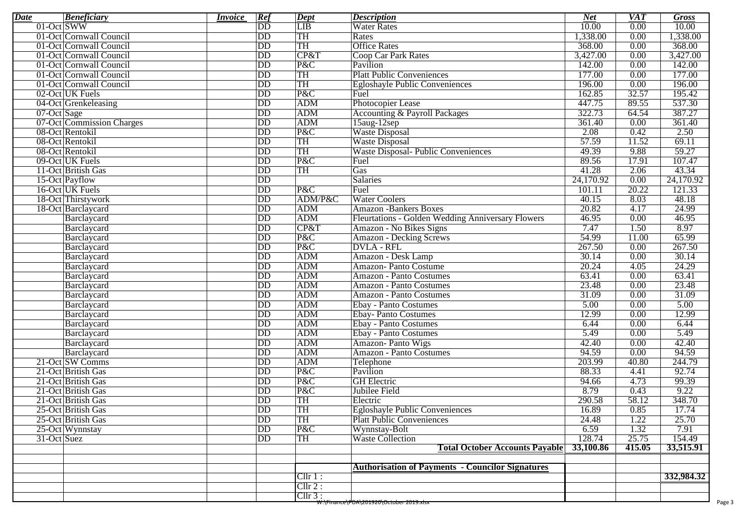| *Date* | *Beneficiary* | *Invoice* | *Ref* | *Dept* | *Description* | *Net* | *VAT* | *Gross* |
|---|---|---|---|---|---|---|---|---|
| 01-Oct | SWW | | DD | LIB | Water Rates | 10.00 | 0.00 | 10.00 |
| 01-Oct | Cornwall Council | | DD | TH | Rates | 1,338.00 | 0.00 | 1,338.00 |
| 01-Oct | Cornwall Council | | DD | TH | Office Rates | 368.00 | 0.00 | 368.00 |
| 01-Oct | Cornwall Council | | DD | CP&T | Coop Car Park Rates | 3,427.00 | 0.00 | 3,427.00 |
| 01-Oct | Cornwall Council | | DD | P&C | Pavilion | 142.00 | 0.00 | 142.00 |
| 01-Oct | Cornwall Council | | DD | TH | Platt Public Conveniences | 177.00 | 0.00 | 177.00 |
| 01-Oct | Cornwall Council | | DD | TH | Egloshayle Public Conveniences | 196.00 | 0.00 | 196.00 |
| 02-Oct | UK Fuels | | DD | P&C | Fuel | 162.85 | 32.57 | 195.42 |
| 04-Oct | Grenkeleasing | | DD | ADM | Photocopier Lease | 447.75 | 89.55 | 537.30 |
| 07-Oct | Sage | | DD | ADM | Accounting & Payroll Packages | 322.73 | 64.54 | 387.27 |
| 07-Oct | Commission Charges | | DD | ADM | 15aug-12sep | 361.40 | 0.00 | 361.40 |
| 08-Oct | Rentokil | | DD | P&C | Waste Disposal | 2.08 | 0.42 | 2.50 |
| 08-Oct | Rentokil | | DD | TH | Waste Disposal | 57.59 | 11.52 | 69.11 |
| 08-Oct | Rentokil | | DD | TH | Waste Disposal- Public Conveniences | 49.39 | 9.88 | 59.27 |
| 09-Oct | UK Fuels | | DD | P&C | Fuel | 89.56 | 17.91 | 107.47 |
| 11-Oct | British Gas | | DD | TH | Gas | 41.28 | 2.06 | 43.34 |
| 15-Oct | Payflow | | DD | | Salaries | 24,170.92 | 0.00 | 24,170.92 |
| 16-Oct | UK Fuels | | DD | P&C | Fuel | 101.11 | 20.22 | 121.33 |
| 18-Oct | Thirstywork | | DD | ADM/P&C | Water Coolers | 40.15 | 8.03 | 48.18 |
| 18-Oct | Barclaycard | | DD | ADM | Amazon -Bankers Boxes | 20.82 | 4.17 | 24.99 |
| | Barclaycard | | DD | ADM | Fleurtations - Golden Wedding Anniversary Flowers | 46.95 | 0.00 | 46.95 |
| | Barclaycard | | DD | CP&T | Amazon - No Bikes Signs | 7.47 | 1.50 | 8.97 |
| | Barclaycard | | DD | P&C | Amazon - Decking Screws | 54.99 | 11.00 | 65.99 |
| | Barclaycard | | DD | P&C | DVLA - RFL | 267.50 | 0.00 | 267.50 |
| | Barclaycard | | DD | ADM | Amazon - Desk Lamp | 30.14 | 0.00 | 30.14 |
| | Barclaycard | | DD | ADM | Amazon- Panto Costume | 20.24 | 4.05 | 24.29 |
| | Barclaycard | | DD | ADM | Amazon - Panto Costumes | 63.41 | 0.00 | 63.41 |
| | Barclaycard | | DD | ADM | Amazon - Panto Costumes | 23.48 | 0.00 | 23.48 |
| | Barclaycard | | DD | ADM | Amazon - Panto Costumes | 31.09 | 0.00 | 31.09 |
| | Barclaycard | | DD | ADM | Ebay - Panto Costumes | 5.00 | 0.00 | 5.00 |
| | Barclaycard | | DD | ADM | Ebay- Panto Costumes | 12.99 | 0.00 | 12.99 |
| | Barclaycard | | DD | ADM | Ebay - Panto Costumes | 6.44 | 0.00 | 6.44 |
| | Barclaycard | | DD | ADM | Ebay - Panto Costumes | 5.49 | 0.00 | 5.49 |
| | Barclaycard | | DD | ADM | Amazon- Panto Wigs | 42.40 | 0.00 | 42.40 |
| | Barclaycard | | DD | ADM | Amazon - Panto Costumes | 94.59 | 0.00 | 94.59 |
| 21-Oct | SW Comms | | DD | ADM | Telephone | 203.99 | 40.80 | 244.79 |
| 21-Oct | British Gas | | DD | P&C | Pavilion | 88.33 | 4.41 | 92.74 |
| 21-Oct | British Gas | | DD | P&C | GH Electric | 94.66 | 4.73 | 99.39 |
| 21-Oct | British Gas | | DD | P&C | Jubilee Field | 8.79 | 0.43 | 9.22 |
| 21-Oct | British Gas | | DD | TH | Electric | 290.58 | 58.12 | 348.70 |
| 25-Oct | British Gas | | DD | TH | Egloshayle Public Conveniences | 16.89 | 0.85 | 17.74 |
| 25-Oct | British Gas | | DD | TH | Platt Public Conveniences | 24.48 | 1.22 | 25.70 |
| 25-Oct | Wynnstay | | DD | P&C | Wynnstay-Bolt | 6.59 | 1.32 | 7.91 |
| 31-Oct | Suez | | DD | TH | Waste Collection | 128.74 | 25.75 | 154.49 |
| | | | | | **Total October Accounts Payable** | **33,100.86** | **415.05** | **33,515.91** |
| | | | | | | | | |
| | | | | | **Authorisation of Payments - Councilor Signatures** | | | |
| | | | | Cllr 1 : | | | | **332,984.32** |
| | | | | Cllr 2 : | | | | |
| | | | | Cllr 3 : | | | | |

W:\Finance\POA\201920\October 2019.xlsx